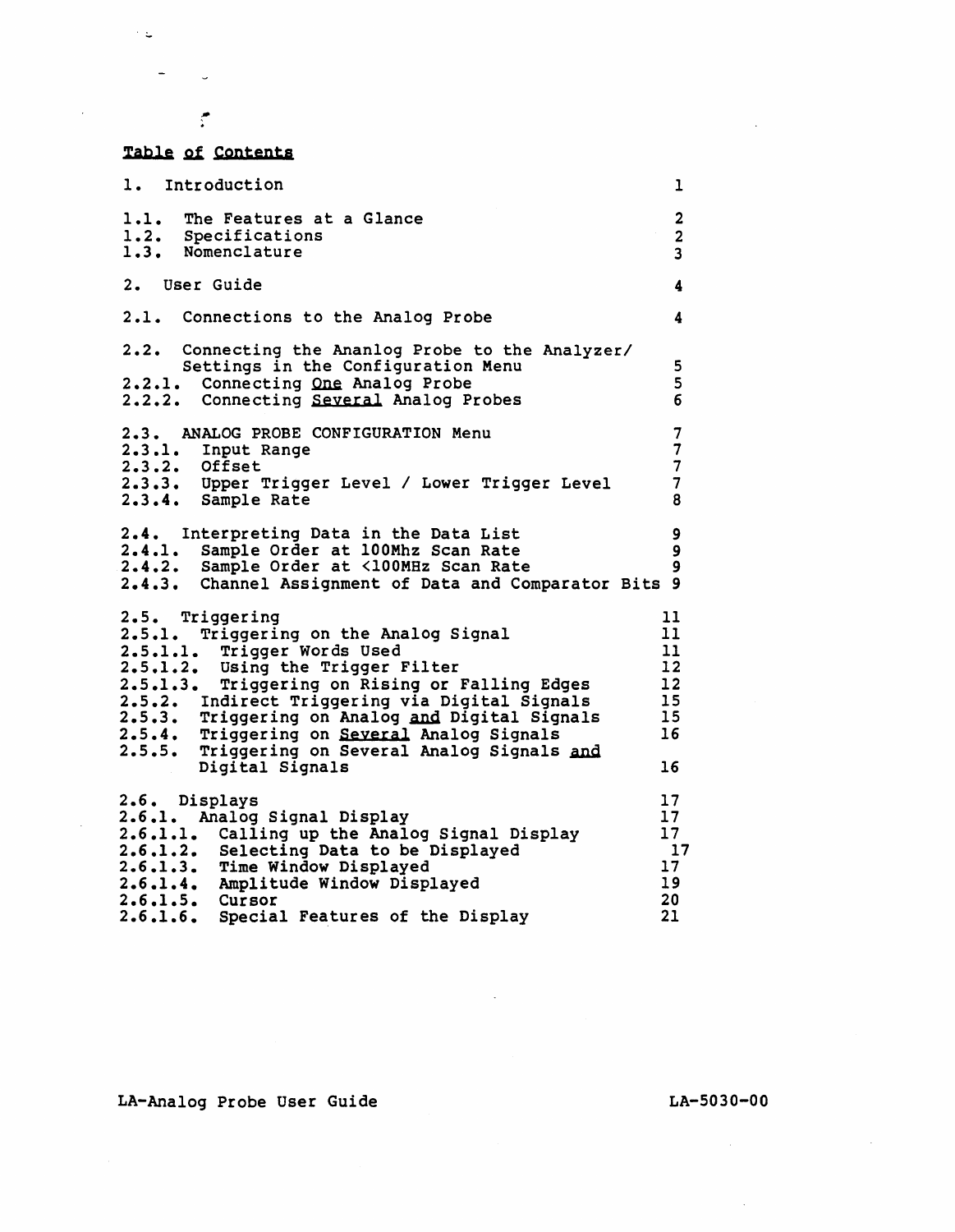## Table of Contents

| | |
|---|---|
| 1. Introduction | 1 |
| 1.1. The Features at a Glance | 2 |
| 1.2. Specifications | 2 |
| 1.3. Nomenclature | 3 |
| 2. User Guide | 4 |
| 2.1. Connections to the Analog Probe | 4 |
| 2.2. Connecting the Ananlog Probe to the Analyzer/ Settings in the Configuration Menu | 5 |
| 2.2.1. Connecting One Analog Probe | 5 |
| 2.2.2. Connecting Several Analog Probes | 6 |
| 2.3. ANALOG PROBE CONFIGURATION Menu | 7 |
| 2.3.1. Input Range | 7 |
| 2.3.2. Offset | 7 |
| 2.3.3. Upper Trigger Level / Lower Trigger Level | 7 |
| 2.3.4. Sample Rate | 8 |
| 2.4. Interpreting Data in the Data List | 9 |
| 2.4.1. Sample Order at 100Mhz Scan Rate | 9 |
| 2.4.2. Sample Order at <100MHz Scan Rate | 9 |
| 2.4.3. Channel Assignment of Data and Comparator Bits | 9 |
| 2.5. Triggering | 11 |
| 2.5.1. Triggering on the Analog Signal | 11 |
| 2.5.1.1. Trigger Words Used | 11 |
| 2.5.1.2. Using the Trigger Filter | 12 |
| 2.5.1.3. Triggering on Rising or Falling Edges | 12 |
| 2.5.2. Indirect Triggering via Digital Signals | 15 |
| 2.5.3. Triggering on Analog and Digital Signals | 15 |
| 2.5.4. Triggering on Several Analog Signals | 16 |
| 2.5.5. Triggering on Several Analog Signals and Digital Signals | 16 |
| 2.6. Displays | 17 |
| 2.6.1. Analog Signal Display | 17 |
| 2.6.1.1. Calling up the Analog Signal Display | 17 |
| 2.6.1.2. Selecting Data to be Displayed | 17 |
| 2.6.1.3. Time Window Displayed | 17 |
| 2.6.1.4. Amplitude Window Displayed | 19 |
| 2.6.1.5. Cursor | 20 |
| 2.6.1.6. Special Features of the Display | 21 |

LA-Analog Probe User Guide LA-5030-00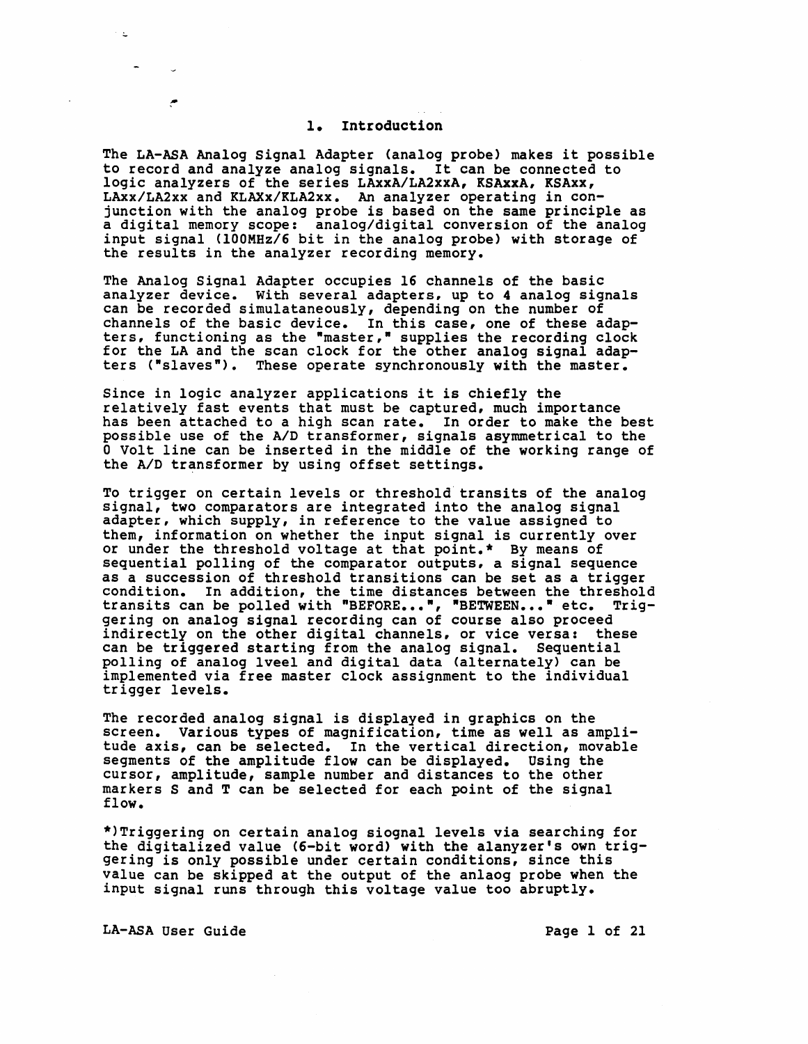# 1. Introduction

The LA-ASA Analog Signal Adapter (analog probe) makes it possible to record and analyze analog signals. It can be connected to logic analyzers of the series LAxxA/LA2xxA, KSAxxA, KSAxx, LAxx/LA2xx and KLAXx/KLA2xx. An analyzer operating in conjunction with the analog probe is based on the same principle as a digital memory scope: analog/digital conversion of the analog input signal (100MHz/6 bit in the analog probe) with storage of the results in the analyzer recording memory.

The Analog Signal Adapter occupies 16 channels of the basic analyzer device. With several adapters, up to 4 analog signals can be recorded simulataneously, depending on the number of channels of the basic device. In this case, one of these adapters, functioning as the "master," supplies the recording clock for the LA and the scan clock for the other analog signal adapters ("slaves"). These operate synchronously with the master.

Since in logic analyzer applications it is chiefly the relatively fast events that must be captured, much importance has been attached to a high scan rate. In order to make the best possible use of the A/D transformer, signals asymmetrical to the 0 Volt line can be inserted in the middle of the working range of the A/D transformer by using offset settings.

To trigger on certain levels or threshold transits of the analog signal, two comparators are integrated into the analog signal adapter, which supply, in reference to the value assigned to them, information on whether the input signal is currently over or under the threshold voltage at that point.* By means of sequential polling of the comparator outputs, a signal sequence as a succession of threshold transitions can be set as a trigger condition. In addition, the time distances between the threshold transits can be polled with "BEFORE...", "BETWEEN..." etc. Triggering on analog signal recording can of course also proceed indirectly on the other digital channels, or vice versa: these can be triggered starting from the analog signal. Sequential polling of analog lveel and digital data (alternately) can be implemented via free master clock assignment to the individual trigger levels.

The recorded analog signal is displayed in graphics on the screen. Various types of magnification, time as well as amplitude axis, can be selected. In the vertical direction, movable segments of the amplitude flow can be displayed. Using the cursor, amplitude, sample number and distances to the other markers S and T can be selected for each point of the signal flow.

*)Triggering on certain analog siognal levels via searching for the digitalized value (6-bit word) with the alanyzer's own triggering is only possible under certain conditions, since this value can be skipped at the output of the anlaog probe when the input signal runs through this voltage value too abruptly.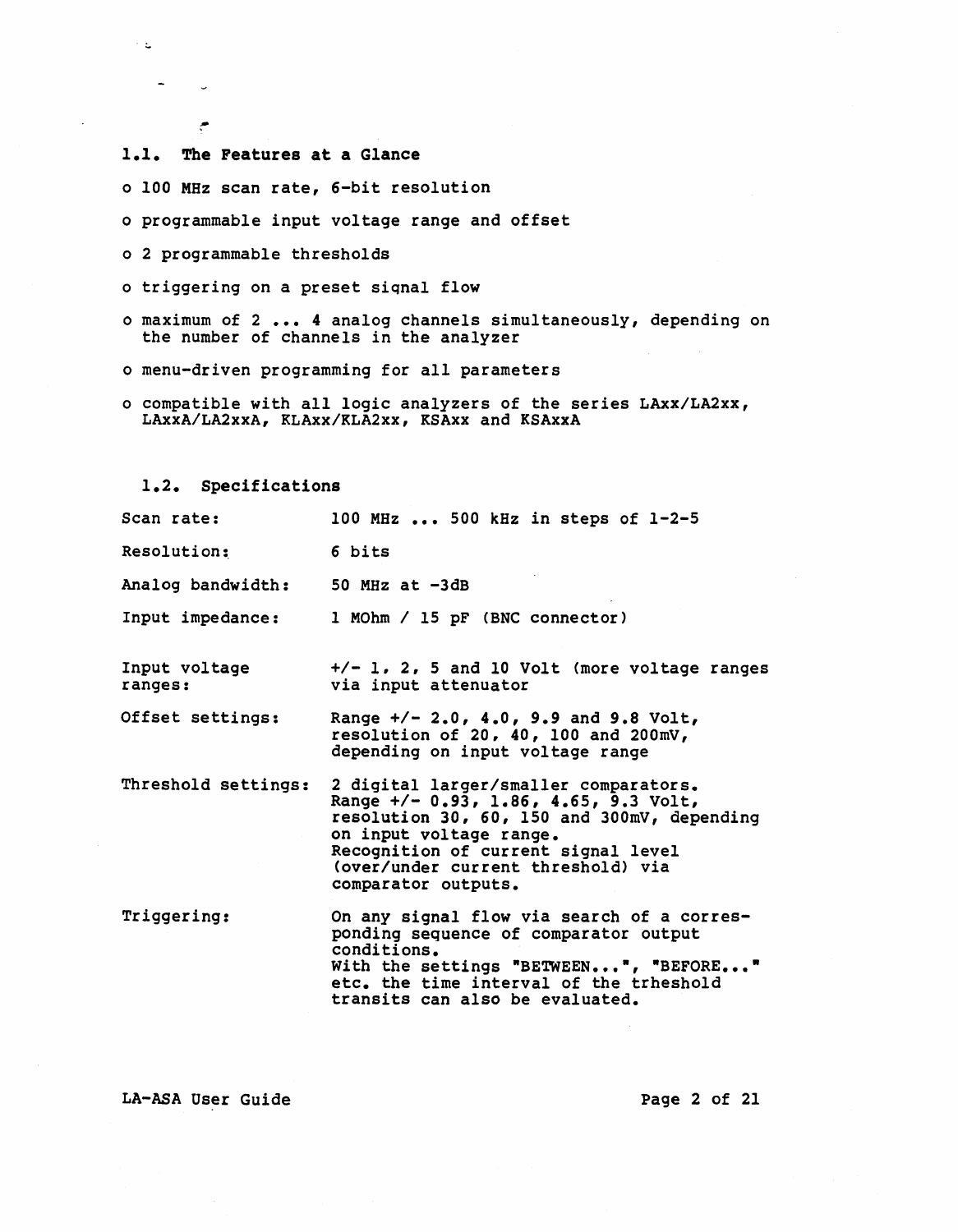## 1.1. The Features at a Glance

- 100 MHz scan rate, 6-bit resolution
- programmable input voltage range and offset
- 2 programmable thresholds
- triggering on a preset signal flow
- maximum of 2 ... 4 analog channels simultaneously, depending on the number of channels in the analyzer
- menu-driven programming for all parameters
- compatible with all logic analyzers of the series LAxx/LA2xx, LAxxA/LA2xxA, KLAxx/KLA2xx, KSAxx and KSAxxA

## 1.2. Specifications

| | |
|---|---|
| Scan rate: | 100 MHz ... 500 kHz in steps of 1-2-5 |
| Resolution: | 6 bits |
| Analog bandwidth: | 50 MHz at -3dB |
| Input impedance: | 1 MOhm / 15 pF (BNC connector) |
| Input voltage ranges: | +/- 1, 2, 5 and 10 Volt (more voltage ranges via input attenuator |
| Offset settings: | Range +/- 2.0, 4.0, 9.9 and 9.8 Volt, resolution of 20, 40, 100 and 200mV, depending on input voltage range |
| Threshold settings: | 2 digital larger/smaller comparators. Range +/- 0.93, 1.86, 4.65, 9.3 Volt, resolution 30, 60, 150 and 300mV, depending on input voltage range. Recognition of current signal level (over/under current threshold) via comparator outputs. |
| Triggering: | On any signal flow via search of a corresponding sequence of comparator output conditions. With the settings "BETWEEN...", "BEFORE..." etc. the time interval of the trheshold transits can also be evaluated. |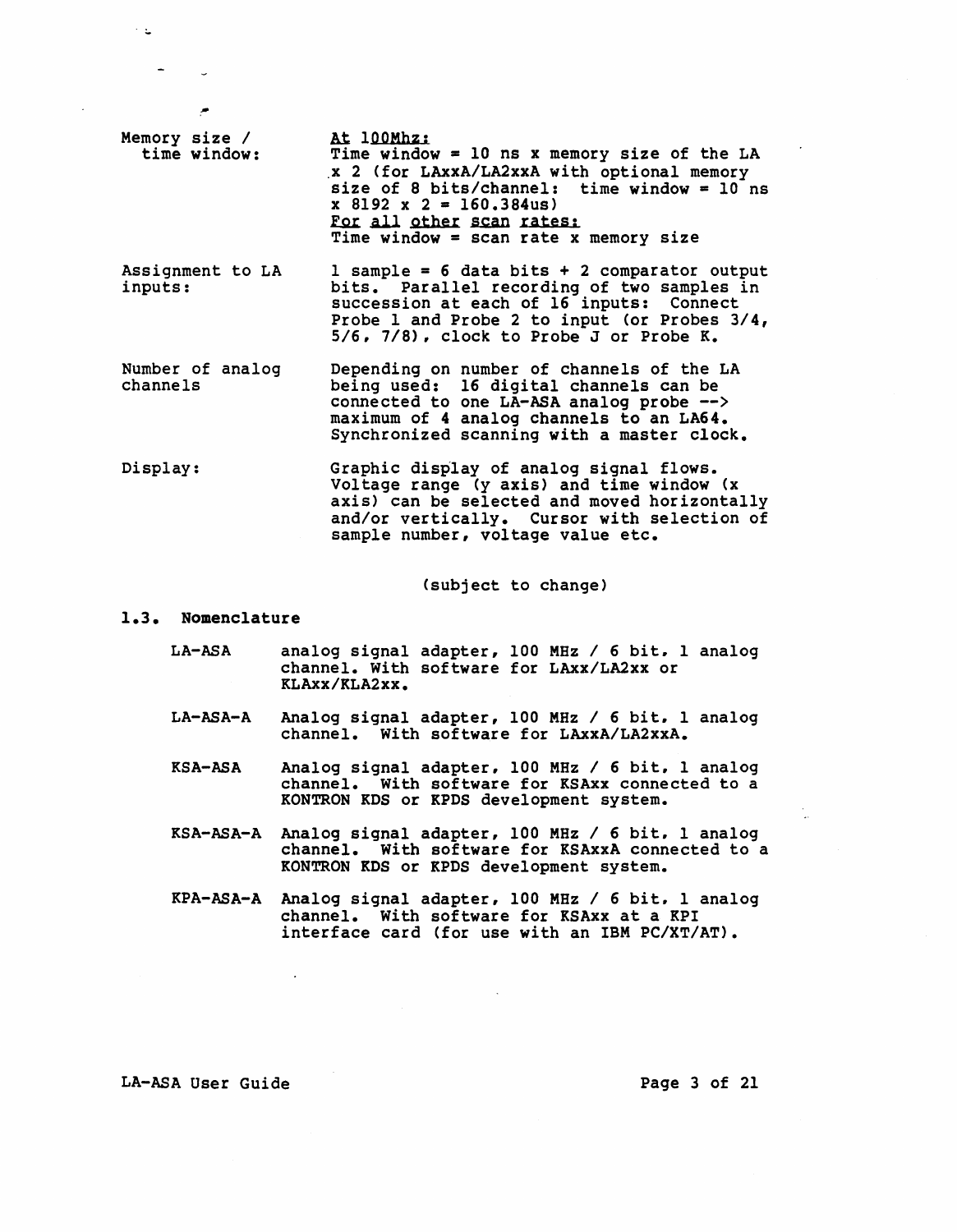| | |
|---|---|
| Memory size / time window: | **At 100Mhz:** Time window = 10 ns x memory size of the LA x 2 (for LAxxA/LA2xxA with optional memory size of 8 bits/channel: time window = 10 ns x 8192 x 2 = 160.384us) **For all other scan rates:** Time window = scan rate x memory size |
| Assignment to LA inputs: | 1 sample = 6 data bits + 2 comparator output bits. Parallel recording of two samples in succession at each of 16 inputs: Connect Probe 1 and Probe 2 to input (or Probes 3/4, 5/6, 7/8), clock to Probe J or Probe K. |
| Number of analog channels | Depending on number of channels of the LA being used: 16 digital channels can be connected to one LA-ASA analog probe --> maximum of 4 analog channels to an LA64. Synchronized scanning with a master clock. |
| Display: | Graphic display of analog signal flows. Voltage range (y axis) and time window (x axis) can be selected and moved horizontally and/or vertically. Cursor with selection of sample number, voltage value etc. |

(subject to change)

## 1.3. Nomenclature

| | |
|---|---|
| LA-ASA | analog signal adapter, 100 MHz / 6 bit, 1 analog channel. With software for LAxx/LA2xx or KLAxx/KLA2xx. |
| LA-ASA-A | Analog signal adapter, 100 MHz / 6 bit, 1 analog channel. With software for LAxxA/LA2xxA. |
| KSA-ASA | Analog signal adapter, 100 MHz / 6 bit, 1 analog channel. With software for KSAxx connected to a KONTRON KDS or KPDS development system. |
| KSA-ASA-A | Analog signal adapter, 100 MHz / 6 bit, 1 analog channel. With software for KSAxxA connected to a KONTRON KDS or KPDS development system. |
| KPA-ASA-A | Analog signal adapter, 100 MHz / 6 bit, 1 analog channel. With software for KSAxx at a KPI interface card (for use with an IBM PC/XT/AT). |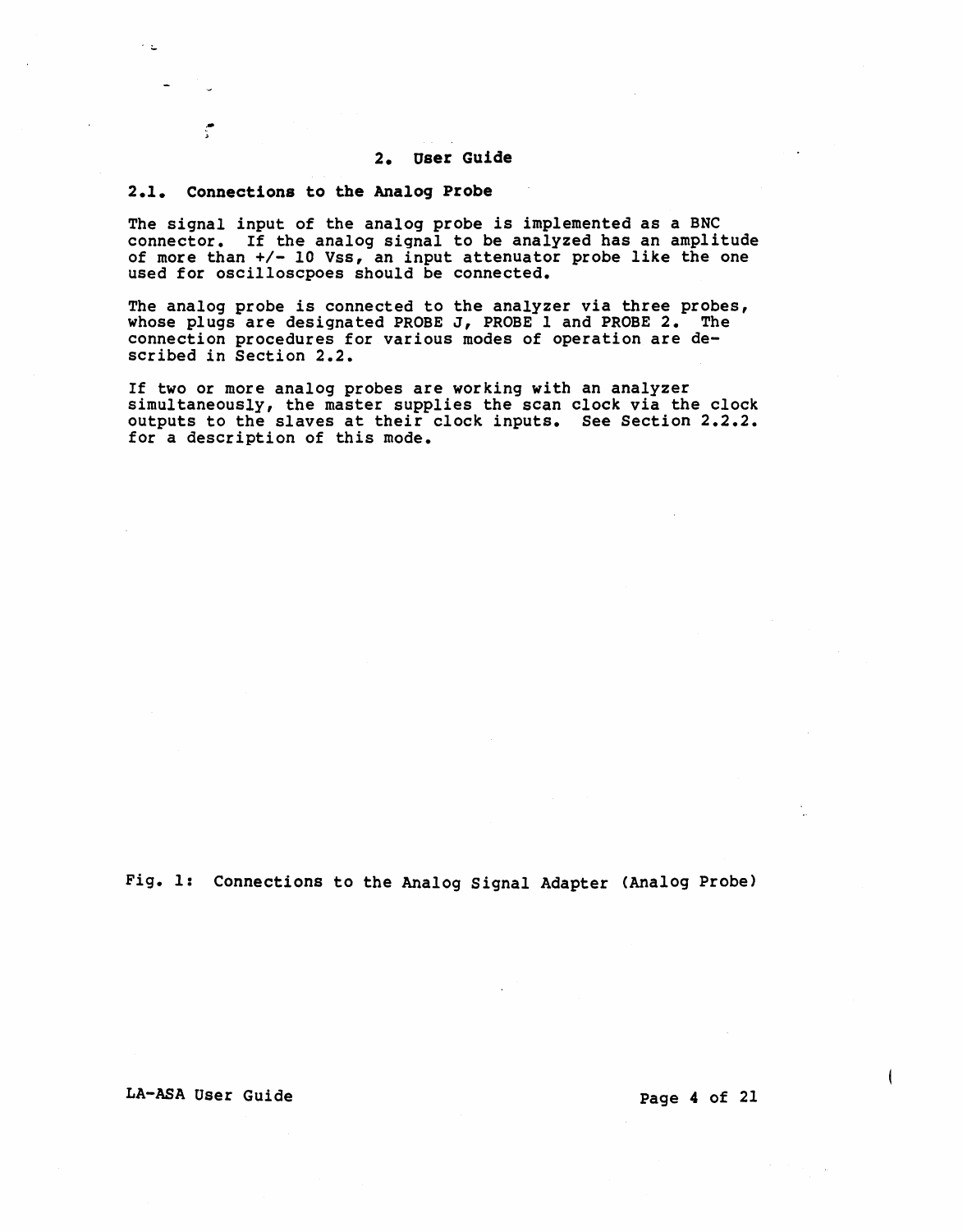# 2. User Guide

## 2.1. Connections to the Analog Probe

The signal input of the analog probe is implemented as a BNC connector. If the analog signal to be analyzed has an amplitude of more than +/- 10 Vss, an input attenuator probe like the one used for oscilloscpoes should be connected.

The analog probe is connected to the analyzer via three probes, whose plugs are designated PROBE J, PROBE 1 and PROBE 2. The connection procedures for various modes of operation are described in Section 2.2.

If two or more analog probes are working with an analyzer simultaneously, the master supplies the scan clock via the clock outputs to the slaves at their clock inputs. See Section 2.2.2. for a description of this mode.

Fig. 1: Connections to the Analog Signal Adapter (Analog Probe)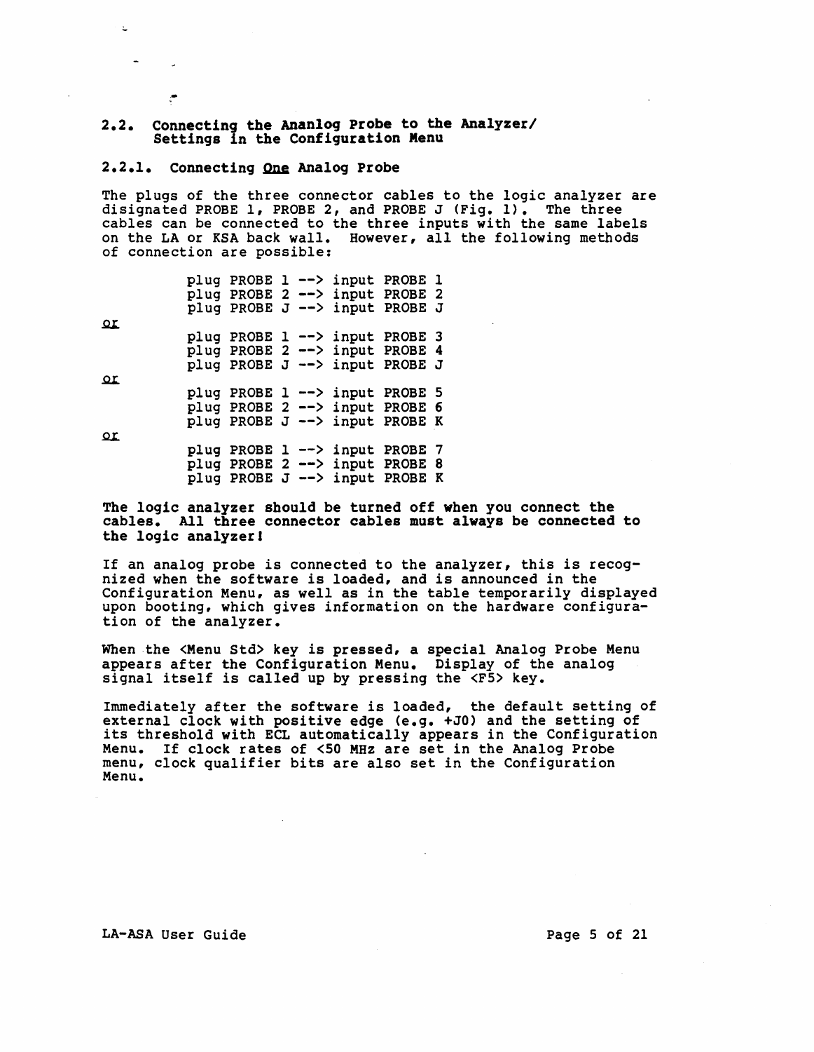## 2.2. Connecting the Ananlog Probe to the Analyzer/ Settings in the Configuration Menu

### 2.2.1. Connecting *One* Analog Probe

The plugs of the three connector cables to the logic analyzer are disignated PROBE 1, PROBE 2, and PROBE J (Fig. 1). The three cables can be connected to the three inputs with the same labels on the LA or KSA back wall. However, all the following methods of connection are possible:

```
          plug PROBE 1 --> input PROBE 1
          plug PROBE 2 --> input PROBE 2
          plug PROBE J --> input PROBE J
or
          plug PROBE 1 --> input PROBE 3
          plug PROBE 2 --> input PROBE 4
          plug PROBE J --> input PROBE J
or
          plug PROBE 1 --> input PROBE 5
          plug PROBE 2 --> input PROBE 6
          plug PROBE J --> input PROBE K
or
          plug PROBE 1 --> input PROBE 7
          plug PROBE 2 --> input PROBE 8
          plug PROBE J --> input PROBE K
```

**The logic analyzer should be turned off when you connect the cables. All three connector cables must always be connected to the logic analyzer!**

If an analog probe is connected to the analyzer, this is recognized when the software is loaded, and is announced in the Configuration Menu, as well as in the table temporarily displayed upon booting, which gives information on the hardware configuration of the analyzer.

When the <Menu Std> key is pressed, a special Analog Probe Menu appears after the Configuration Menu. Display of the analog signal itself is called up by pressing the <F5> key.

Immediately after the software is loaded, the default setting of external clock with positive edge (e.g. +J0) and the setting of its threshold with ECL automatically appears in the Configuration Menu. If clock rates of <50 MHz are set in the Analog Probe menu, clock qualifier bits are also set in the Configuration Menu.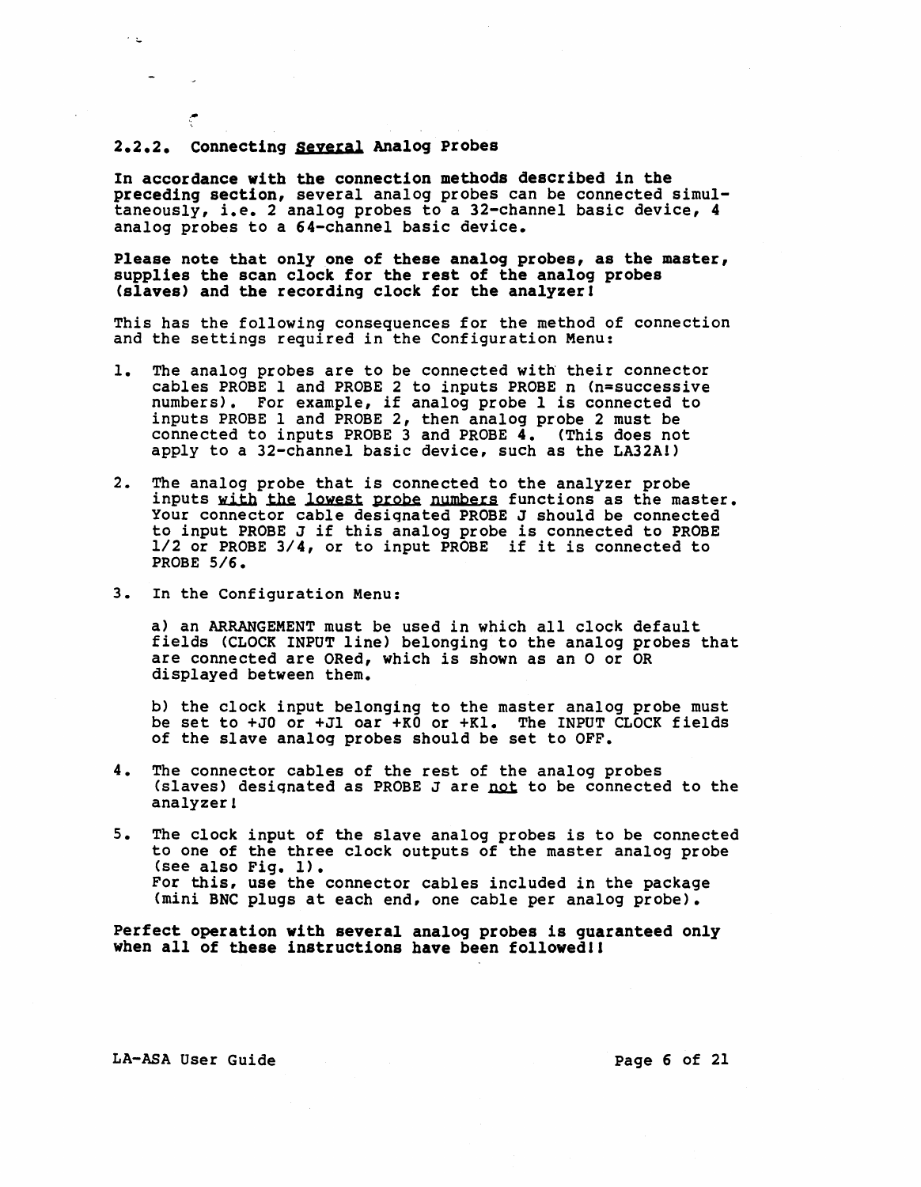### 2.2.2. Connecting <u>Several</u> Analog Probes

**In accordance with the connection methods described in the preceding section,** several analog probes can be connected simultaneously, i.e. 2 analog probes to a 32-channel basic device, 4 analog probes to a 64-channel basic device.

**Please note that only one of these analog probes, as the master, supplies the scan clock for the rest of the analog probes (slaves) and the recording clock for the analyzer!**

This has the following consequences for the method of connection and the settings required in the Configuration Menu:

1. The analog probes are to be connected with their connector cables PROBE 1 and PROBE 2 to inputs PROBE n (n=successive numbers). For example, if analog probe 1 is connected to inputs PROBE 1 and PROBE 2, then analog probe 2 must be connected to inputs PROBE 3 and PROBE 4. (This does not apply to a 32-channel basic device, such as the LA32A!)

2. The analog probe that is connected to the analyzer probe inputs <u>with the lowest probe numbers</u> functions as the master. Your connector cable designated PROBE J should be connected to input PROBE J if this analog probe is connected to PROBE 1/2 or PROBE 3/4, or to input PROBE  if it is connected to PROBE 5/6.

3. In the Configuration Menu:

   a) an ARRANGEMENT must be used in which all clock default fields (CLOCK INPUT line) belonging to the analog probes that are connected are ORed, which is shown as an O or OR displayed between them.

   b) the clock input belonging to the master analog probe must be set to +J0 or +J1 oar +K0 or +K1. The INPUT CLOCK fields of the slave analog probes should be set to OFF.

4. The connector cables of the rest of the analog probes (slaves) designated as PROBE J are <u>not</u> to be connected to the analyzer!

5. The clock input of the slave analog probes is to be connected to one of the three clock outputs of the master analog probe (see also Fig. 1).
   For this, use the connector cables included in the package (mini BNC plugs at each end, one cable per analog probe).

**Perfect operation with several analog probes is guaranteed only when all of these instructions have been followed!!**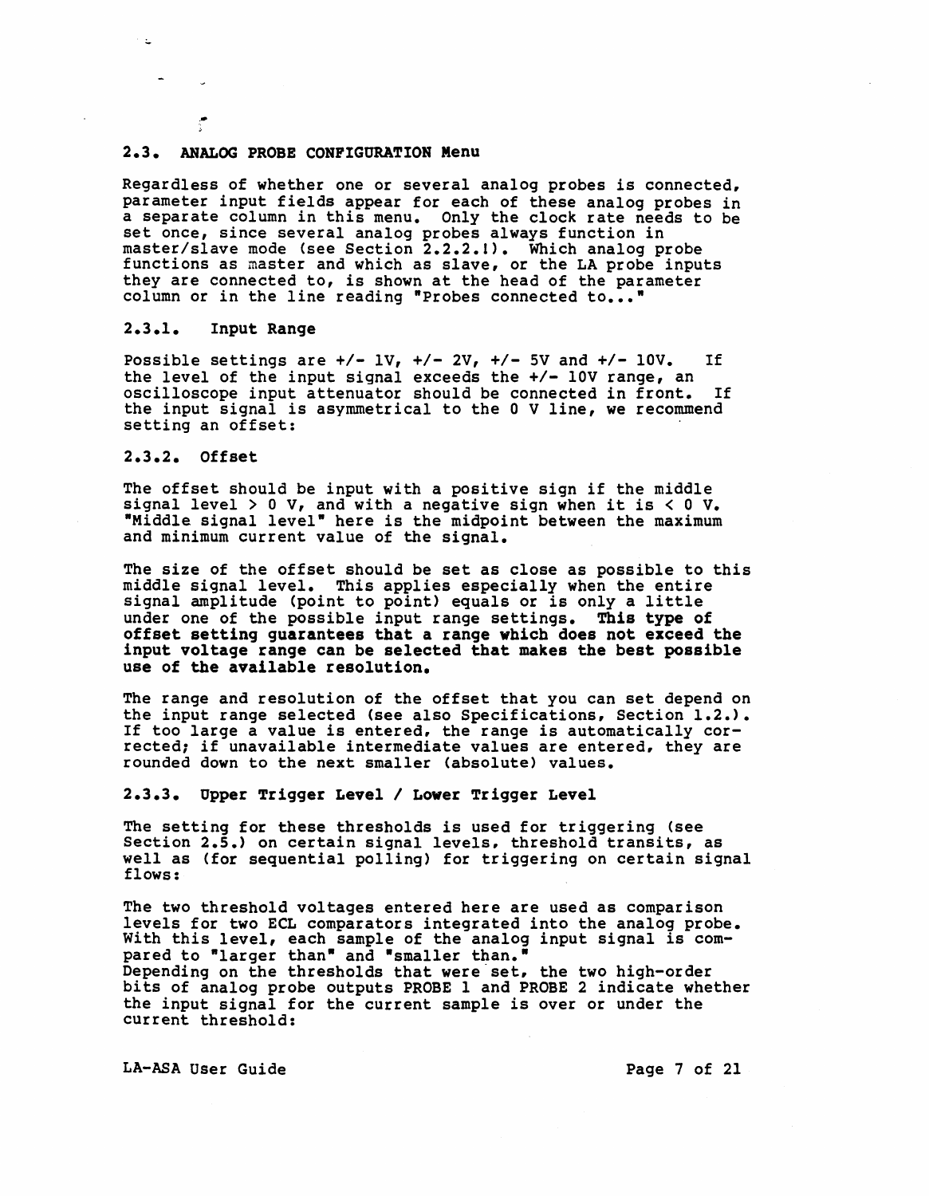## 2.3. ANALOG PROBE CONFIGURATION Menu

Regardless of whether one or several analog probes is connected, parameter input fields appear for each of these analog probes in a separate column in this menu. Only the clock rate needs to be set once, since several analog probes always function in master/slave mode (see Section 2.2.2.1). Which analog probe functions as master and which as slave, or the LA probe inputs they are connected to, is shown at the head of the parameter column or in the line reading "Probes connected to..."

### 2.3.1. Input Range

Possible settings are +/- 1V, +/- 2V, +/- 5V and +/- 10V. If the level of the input signal exceeds the +/- 10V range, an oscilloscope input attenuator should be connected in front. If the input signal is asymmetrical to the 0 V line, we recommend setting an offset:

### 2.3.2. Offset

The offset should be input with a positive sign if the middle signal level > 0 V, and with a negative sign when it is < 0 V. "Middle signal level" here is the midpoint between the maximum and minimum current value of the signal.

The size of the offset should be set as close as possible to this middle signal level. This applies especially when the entire signal amplitude (point to point) equals or is only a little under one of the possible input range settings. **This type of offset setting guarantees that a range which does not exceed the input voltage range can be selected that makes the best possible use of the available resolution.**

The range and resolution of the offset that you can set depend on the input range selected (see also Specifications, Section 1.2.). If too large a value is entered, the range is automatically corrected; if unavailable intermediate values are entered, they are rounded down to the next smaller (absolute) values.

### 2.3.3. Upper Trigger Level / Lower Trigger Level

The setting for these thresholds is used for triggering (see Section 2.5.) on certain signal levels, threshold transits, as well as (for sequential polling) for triggering on certain signal flows:

The two threshold voltages entered here are used as comparison levels for two ECL comparators integrated into the analog probe. With this level, each sample of the analog input signal is compared to "larger than" and "smaller than."
Depending on the thresholds that were set, the two high-order bits of analog probe outputs PROBE 1 and PROBE 2 indicate whether the input signal for the current sample is over or under the current threshold: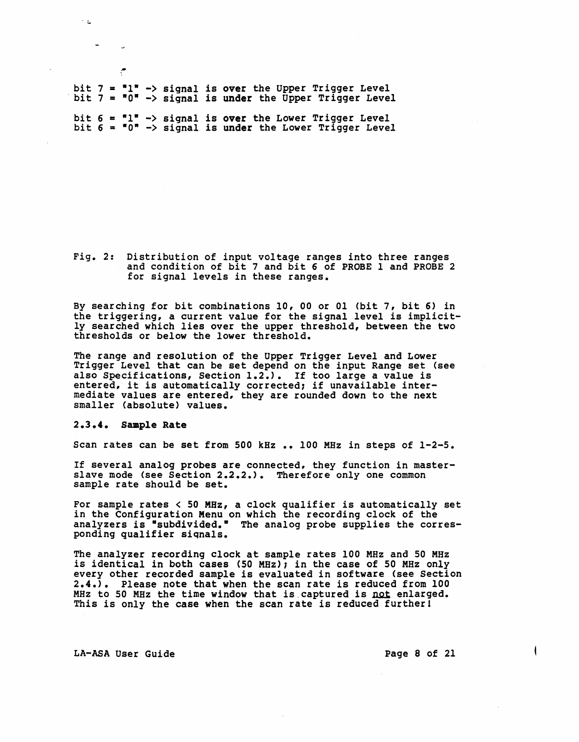bit 7 = "1" -> signal is **over** the Upper Trigger Level
bit 7 = "0" -> signal is **under** the Upper Trigger Level

bit 6 = "1" -> signal is **over** the Lower Trigger Level
bit 6 = "0" -> signal is **under** the Lower Trigger Level

Fig. 2: Distribution of input voltage ranges into three ranges and condition of bit 7 and bit 6 of PROBE 1 and PROBE 2 for signal levels in these ranges.

By searching for bit combinations 10, 00 or 01 (bit 7, bit 6) in the triggering, a current value for the signal level is implicitly searched which lies over the upper threshold, between the two thresholds or below the lower threshold.

The range and resolution of the Upper Trigger Level and Lower Trigger Level that can be set depend on the input Range set (see also Specifications, Section 1.2.). If too large a value is entered, it is automatically corrected; if unavailable intermediate values are entered, they are rounded down to the next smaller (absolute) values.

### 2.3.4. Sample Rate

Scan rates can be set from 500 kHz .. 100 MHz in steps of 1-2-5.

If several analog probes are connected, they function in master-slave mode (see Section 2.2.2.). Therefore only one common sample rate should be set.

For sample rates < 50 MHz, a clock qualifier is automatically set in the Configuration Menu on which the recording clock of the analyzers is "subdivided." The analog probe supplies the corresponding qualifier signals.

The analyzer recording clock at sample rates 100 MHz and 50 MHz is identical in both cases (50 MHz); in the case of 50 MHz only every other recorded sample is evaluated in software (see Section 2.4.). Please note that when the scan rate is reduced from 100 MHz to 50 MHz the time window that is captured is not enlarged. This is only the case when the scan rate is reduced further!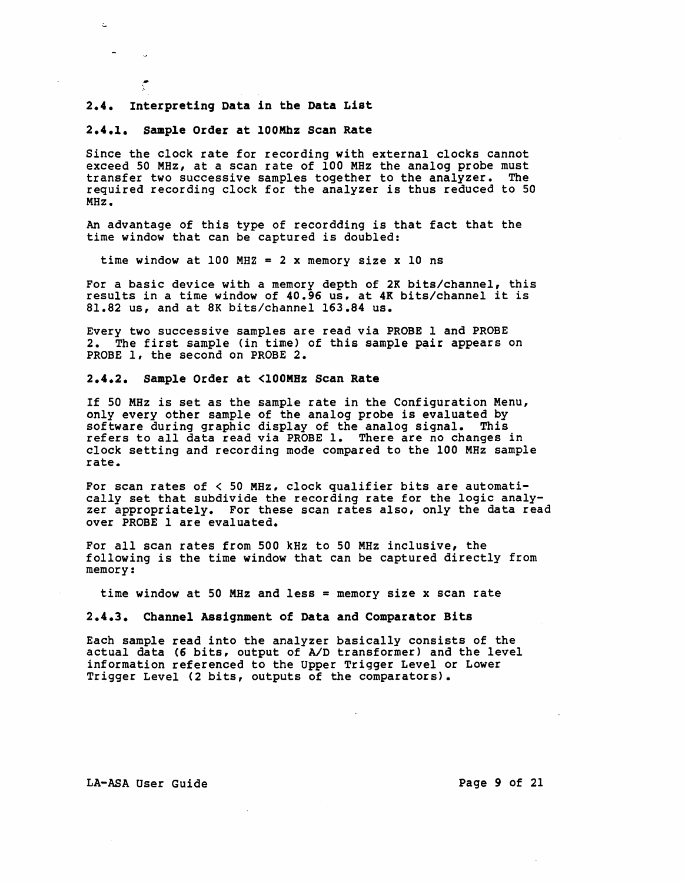## 2.4. Interpreting Data in the Data List

### 2.4.1. Sample Order at 100Mhz Scan Rate

Since the clock rate for recording with external clocks cannot exceed 50 MHz, at a scan rate of 100 MHz the analog probe must transfer two successive samples together to the analyzer. The required recording clock for the analyzer is thus reduced to 50 MHz.

An advantage of this type of recordding is that fact that the time window that can be captured is doubled:

time window at 100 MHZ = 2 x memory size x 10 ns

For a basic device with a memory depth of 2K bits/channel, this results in a time window of 40.96 us, at 4K bits/channel it is 81.82 us, and at 8K bits/channel 163.84 us.

Every two successive samples are read via PROBE 1 and PROBE 2. The first sample (in time) of this sample pair appears on PROBE 1, the second on PROBE 2.

### 2.4.2. Sample Order at <100MHz Scan Rate

If 50 MHz is set as the sample rate in the Configuration Menu, only every other sample of the analog probe is evaluated by software during graphic display of the analog signal. This refers to all data read via PROBE 1. There are no changes in clock setting and recording mode compared to the 100 MHz sample rate.

For scan rates of < 50 MHz, clock qualifier bits are automatically set that subdivide the recording rate for the logic analyzer appropriately. For these scan rates also, only the data read over PROBE 1 are evaluated.

For all scan rates from 500 kHz to 50 MHz inclusive, the following is the time window that can be captured directly from memory:

time window at 50 MHz and less = memory size x scan rate

### 2.4.3. Channel Assignment of Data and Comparator Bits

Each sample read into the analyzer basically consists of the actual data (6 bits, output of A/D transformer) and the level information referenced to the Upper Trigger Level or Lower Trigger Level (2 bits, outputs of the comparators).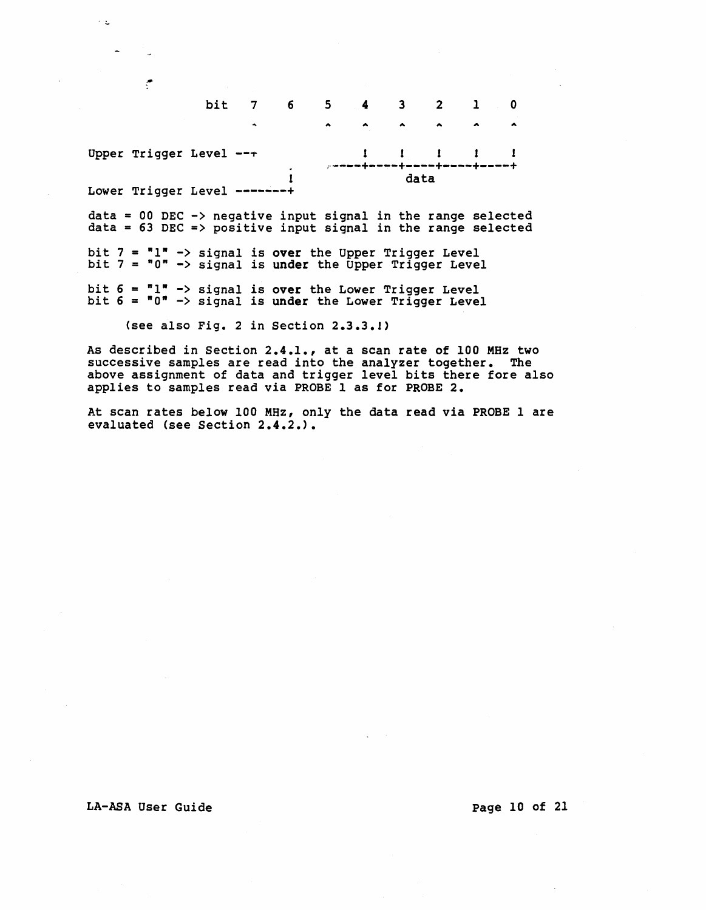```
               bit  7    6    5    4    3    2    1    0
                    ^         ^    ^    ^    ^    ^    ^

Upper Trigger Level --+              !    !    !    !    !
                              .   +----+----+----+----+----+
                              !             data
Lower Trigger Level -------+
```

data = 00 DEC -> negative input signal in the range selected
data = 63 DEC => positive input signal in the range selected

bit 7 = "1" -> signal is **over** the Upper Trigger Level
bit 7 = "0" -> signal is **under** the Upper Trigger Level

bit 6 = "1" -> signal is **over** the Lower Trigger Level
bit 6 = "0" -> signal is **under** the Lower Trigger Level

(see also Fig. 2 in Section 2.3.3.1)

As described in Section 2.4.1., at a scan rate of 100 MHz two successive samples are read into the analyzer together. The above assignment of data and trigger level bits there fore also applies to samples read via PROBE 1 as for PROBE 2.

At scan rates below 100 MHz, only the data read via PROBE 1 are evaluated (see Section 2.4.2.).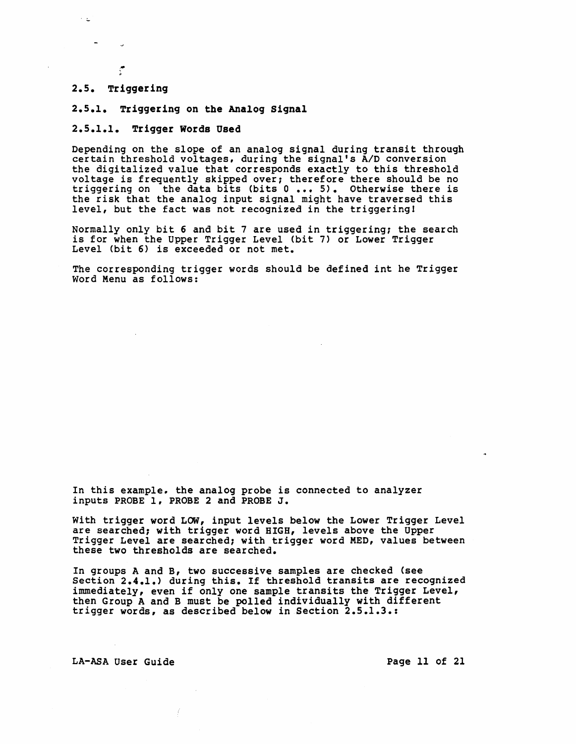## 2.5. Triggering

### 2.5.1. Triggering on the Analog Signal

#### 2.5.1.1. Trigger Words Used

Depending on the slope of an analog signal during transit through certain threshold voltages, during the signal's A/D conversion the digitalized value that corresponds exactly to this threshold voltage is frequently skipped over; therefore there should be no triggering on the data bits (bits 0 ... 5). Otherwise there is the risk that the analog input signal might have traversed this level, but the fact was not recognized in the triggering!

Normally only bit 6 and bit 7 are used in triggering; the search is for when the Upper Trigger Level (bit 7) or Lower Trigger Level (bit 6) is exceeded or not met.

The corresponding trigger words should be defined int he Trigger Word Menu as follows:

In this example. the analog probe is connected to analyzer inputs PROBE 1, PROBE 2 and PROBE J.

With trigger word LOW, input levels below the Lower Trigger Level are searched; with trigger word HIGH, levels above the Upper Trigger Level are searched; with trigger word MED, values between these two thresholds are searched.

In groups A and B, two successive samples are checked (see Section 2.4.1.) during this. If threshold transits are recognized immediately, even if only one sample transits the Trigger Level, then Group A and B must be polled individually with different trigger words, as described below in Section 2.5.1.3.: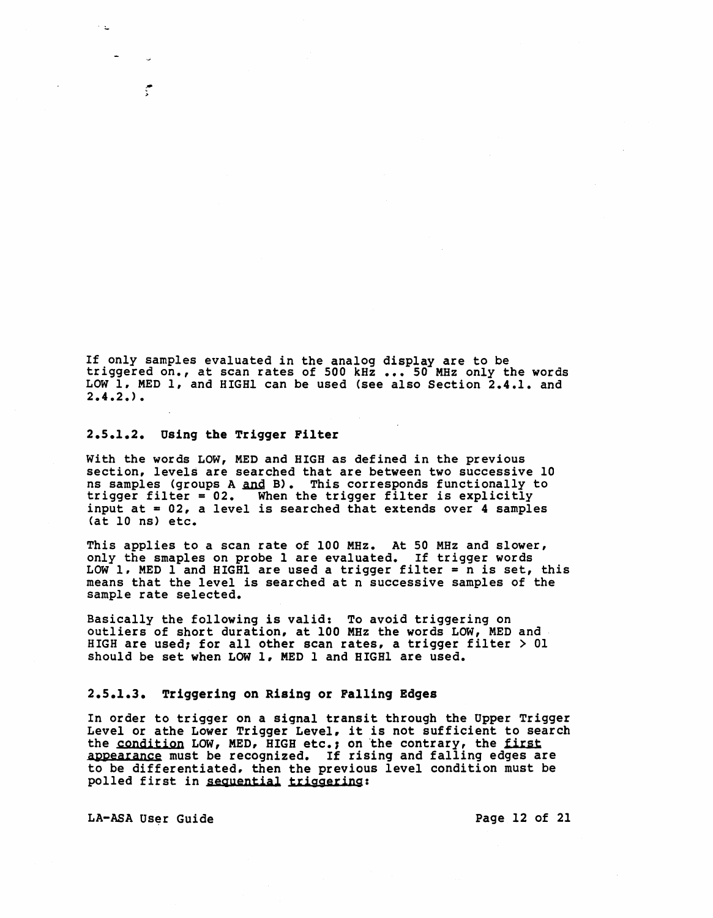If only samples evaluated in the analog display are to be triggered on., at scan rates of 500 kHz ... 50 MHz only the words LOW 1, MED 1, and HIGH1 can be used (see also Section 2.4.1. and 2.4.2.).

### 2.5.1.2. Using the Trigger Filter

With the words LOW, MED and HIGH as defined in the previous section, levels are searched that are between two successive 10 ns samples (groups A <u>and</u> B). This corresponds functionally to trigger filter = 02. When the trigger filter is explicitly input at = 02, a level is searched that extends over 4 samples (at 10 ns) etc.

This applies to a scan rate of 100 MHz. At 50 MHz and slower, only the smaples on probe 1 are evaluated. If trigger words LOW 1, MED 1 and HIGH1 are used a trigger filter = n is set, this means that the level is searched at n successive samples of the sample rate selected.

Basically the following is valid: To avoid triggering on outliers of short duration, at 100 MHz the words LOW, MED and HIGH are used; for all other scan rates, a trigger filter > 01 should be set when LOW 1, MED 1 and HIGH1 are used.

### 2.5.1.3. Triggering on Rising or Falling Edges

In order to trigger on a signal transit through the Upper Trigger Level or athe Lower Trigger Level, it is not sufficient to search the <u>condition</u> LOW, MED, HIGH etc.; on the contrary, the <u>first appearance</u> must be recognized. If rising and falling edges are to be differentiated, then the previous level condition must be polled first in <u>sequential triggering</u>: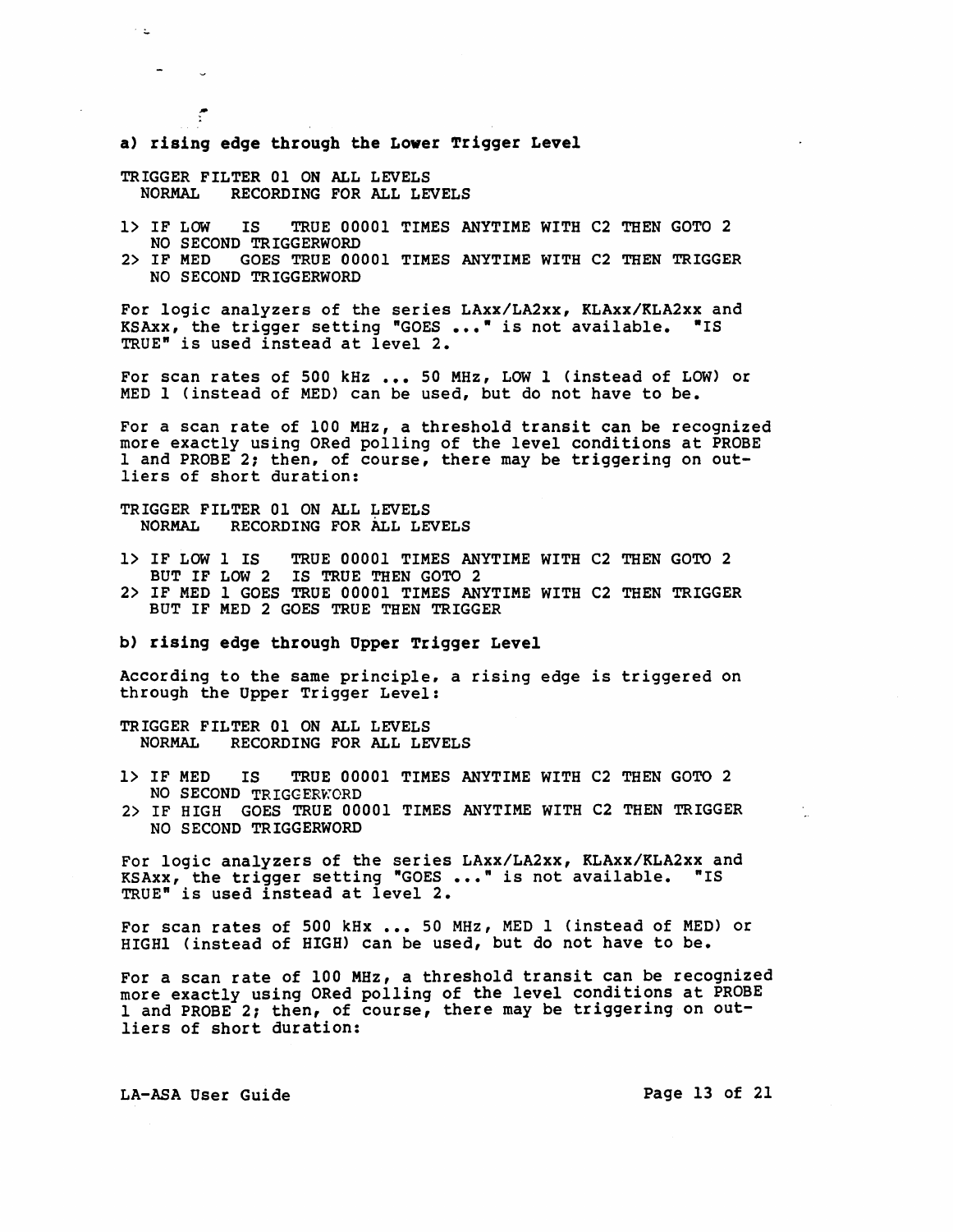**a) rising edge through the Lower Trigger Level**

```
TRIGGER FILTER 01 ON ALL LEVELS
  NORMAL    RECORDING FOR ALL LEVELS

1> IF LOW    IS    TRUE 00001 TIMES ANYTIME WITH C2 THEN GOTO 2
   NO SECOND TRIGGERWORD
2> IF MED   GOES TRUE 00001 TIMES ANYTIME WITH C2 THEN TRIGGER
   NO SECOND TRIGGERWORD
```

For logic analyzers of the series LAxx/LA2xx, KLAxx/KLA2xx and KSAxx, the trigger setting "GOES ..." is not available. "IS TRUE" is used instead at level 2.

For scan rates of 500 kHz ... 50 MHz, LOW 1 (instead of LOW) or MED 1 (instead of MED) can be used, but do not have to be.

For a scan rate of 100 MHz, a threshold transit can be recognized more exactly using ORed polling of the level conditions at PROBE 1 and PROBE 2; then, of course, there may be triggering on outliers of short duration:

```
TRIGGER FILTER 01 ON ALL LEVELS
  NORMAL    RECORDING FOR ALL LEVELS

1> IF LOW 1 IS    TRUE 00001 TIMES ANYTIME WITH C2 THEN GOTO 2
   BUT IF LOW 2  IS TRUE THEN GOTO 2
2> IF MED 1 GOES TRUE 00001 TIMES ANYTIME WITH C2 THEN TRIGGER
   BUT IF MED 2 GOES TRUE THEN TRIGGER
```

**b) rising edge through Upper Trigger Level**

According to the same principle, a rising edge is triggered on through the Upper Trigger Level:

```
TRIGGER FILTER 01 ON ALL LEVELS
  NORMAL    RECORDING FOR ALL LEVELS

1> IF MED    IS    TRUE 00001 TIMES ANYTIME WITH C2 THEN GOTO 2
   NO SECOND TRIGGERWORD
2> IF HIGH  GOES TRUE 00001 TIMES ANYTIME WITH C2 THEN TRIGGER
   NO SECOND TRIGGERWORD
```

For logic analyzers of the series LAxx/LA2xx, KLAxx/KLA2xx and KSAxx, the trigger setting "GOES ..." is not available. "IS TRUE" is used instead at level 2.

For scan rates of 500 kHx ... 50 MHz, MED 1 (instead of MED) or HIGH1 (instead of HIGH) can be used, but do not have to be.

For a scan rate of 100 MHz, a threshold transit can be recognized more exactly using ORed polling of the level conditions at PROBE 1 and PROBE 2; then, of course, there may be triggering on outliers of short duration: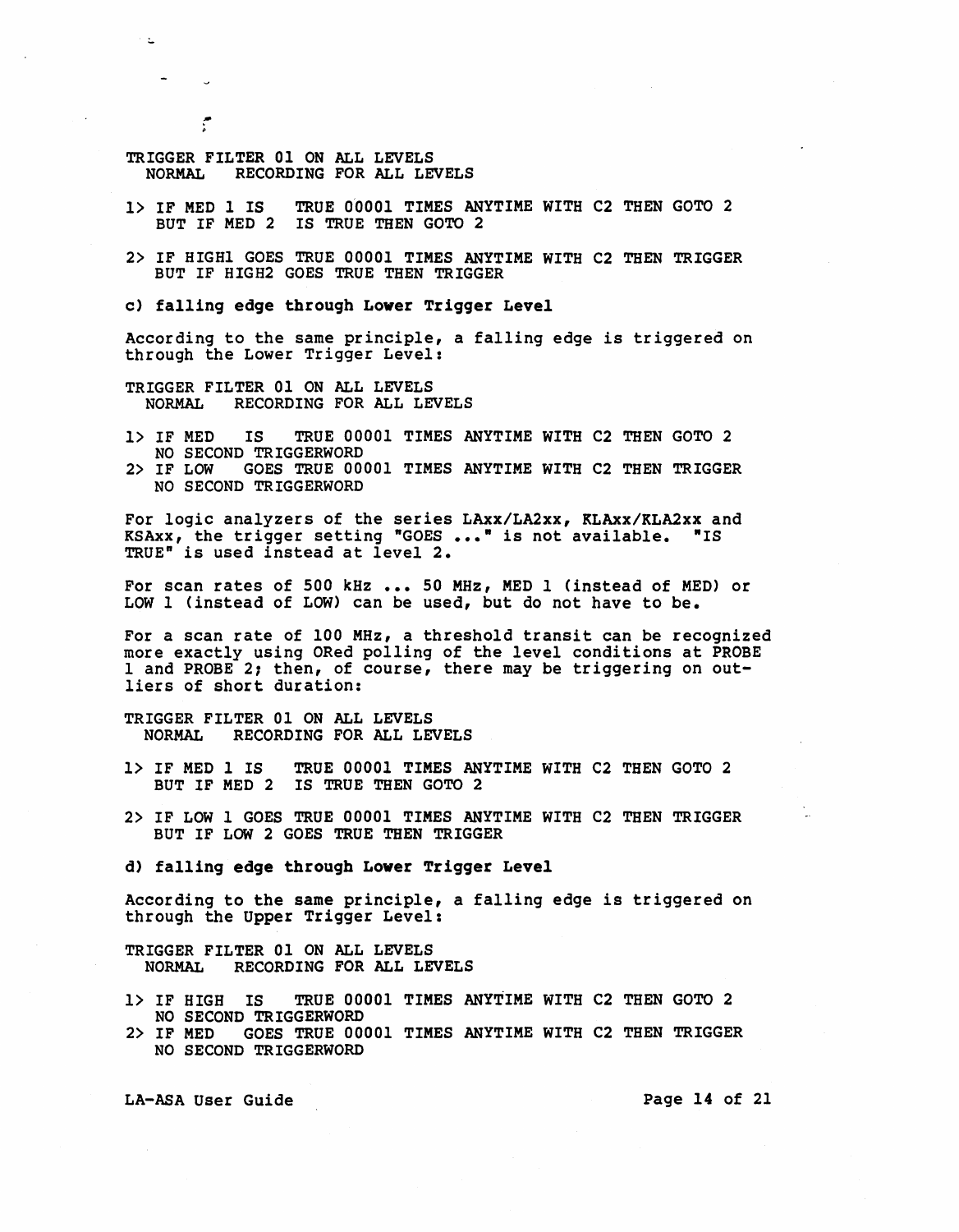```
TRIGGER FILTER 01 ON ALL LEVELS
  NORMAL   RECORDING FOR ALL LEVELS

1> IF MED 1 IS   TRUE 00001 TIMES ANYTIME WITH C2 THEN GOTO 2
   BUT IF MED 2  IS TRUE THEN GOTO 2

2> IF HIGH1 GOES TRUE 00001 TIMES ANYTIME WITH C2 THEN TRIGGER
   BUT IF HIGH2 GOES TRUE THEN TRIGGER
```

**c) falling edge through Lower Trigger Level**

According to the same principle, a falling edge is triggered on through the Lower Trigger Level:

```
TRIGGER FILTER 01 ON ALL LEVELS
  NORMAL   RECORDING FOR ALL LEVELS

1> IF MED   IS   TRUE 00001 TIMES ANYTIME WITH C2 THEN GOTO 2
   NO SECOND TRIGGERWORD
2> IF LOW   GOES TRUE 00001 TIMES ANYTIME WITH C2 THEN TRIGGER
   NO SECOND TRIGGERWORD
```

For logic analyzers of the series LAxx/LA2xx, KLAxx/KLA2xx and KSAxx, the trigger setting "GOES ..." is not available. "IS TRUE" is used instead at level 2.

For scan rates of 500 kHz ... 50 MHz, MED 1 (instead of MED) or LOW 1 (instead of LOW) can be used, but do not have to be.

For a scan rate of 100 MHz, a threshold transit can be recognized more exactly using ORed polling of the level conditions at PROBE 1 and PROBE 2; then, of course, there may be triggering on outliers of short duration:

```
TRIGGER FILTER 01 ON ALL LEVELS
  NORMAL   RECORDING FOR ALL LEVELS

1> IF MED 1 IS   TRUE 00001 TIMES ANYTIME WITH C2 THEN GOTO 2
   BUT IF MED 2  IS TRUE THEN GOTO 2

2> IF LOW 1 GOES TRUE 00001 TIMES ANYTIME WITH C2 THEN TRIGGER
   BUT IF LOW 2 GOES TRUE THEN TRIGGER
```

**d) falling edge through Lower Trigger Level**

According to the same principle, a falling edge is triggered on through the Upper Trigger Level:

```
TRIGGER FILTER 01 ON ALL LEVELS
  NORMAL   RECORDING FOR ALL LEVELS

1> IF HIGH  IS   TRUE 00001 TIMES ANYTIME WITH C2 THEN GOTO 2
   NO SECOND TRIGGERWORD
2> IF MED   GOES TRUE 00001 TIMES ANYTIME WITH C2 THEN TRIGGER
   NO SECOND TRIGGERWORD
```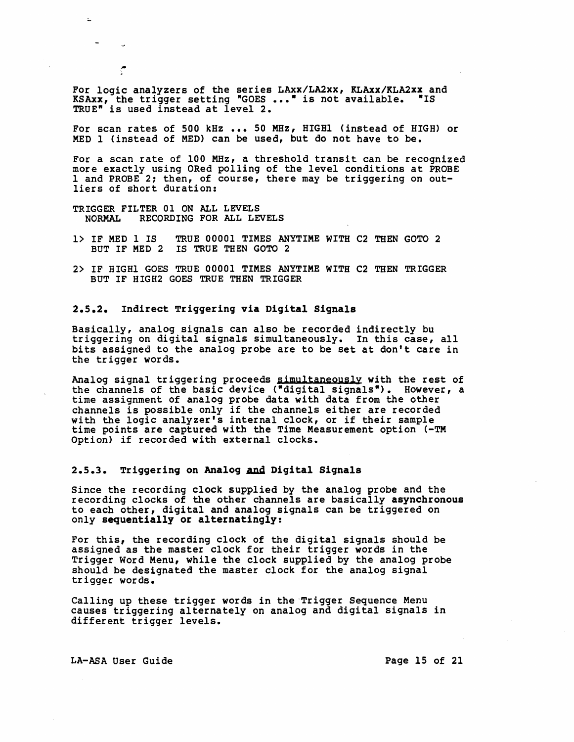For logic analyzers of the series LAxx/LA2xx, KLAxx/KLA2xx and KSAxx, the trigger setting "GOES ..." is not available. "IS TRUE" is used instead at level 2.

For scan rates of 500 kHz ... 50 MHz, HIGH1 (instead of HIGH) or MED 1 (instead of MED) can be used, but do not have to be.

For a scan rate of 100 MHz, a threshold transit can be recognized more exactly using ORed polling of the level conditions at PROBE 1 and PROBE 2; then, of course, there may be triggering on outliers of short duration:

```
TRIGGER FILTER 01 ON ALL LEVELS
  NORMAL   RECORDING FOR ALL LEVELS

1> IF MED 1 IS   TRUE 00001 TIMES ANYTIME WITH C2 THEN GOTO 2
   BUT IF MED 2  IS TRUE THEN GOTO 2

2> IF HIGH1 GOES TRUE 00001 TIMES ANYTIME WITH C2 THEN TRIGGER
   BUT IF HIGH2 GOES TRUE THEN TRIGGER
```

### 2.5.2. Indirect Triggering via Digital Signals

Basically, analog signals can also be recorded indirectly bu triggering on digital signals simultaneously. In this case, all bits assigned to the analog probe are to be set at don't care in the trigger words.

Analog signal triggering proceeds simultaneously with the rest of the channels of the basic device ("digital signals"). However, a time assignment of analog probe data with data from the other channels is possible only if the channels either are recorded with the logic analyzer's internal clock, or if their sample time points are captured with the Time Measurement option (-TM Option) if recorded with external clocks.

### 2.5.3. Triggering on Analog and Digital Signals

Since the recording clock supplied by the analog probe and the recording clocks of the other channels are basically **asynchronous** to each other, digital and analog signals can be triggered on only **sequentially or alternatingly:**

For this, the recording clock of the digital signals should be assigned as the master clock for their trigger words in the Trigger Word Menu, while the clock supplied by the analog probe should be designated the master clock for the analog signal trigger words.

Calling up these trigger words in the Trigger Sequence Menu causes triggering alternately on analog and digital signals in different trigger levels.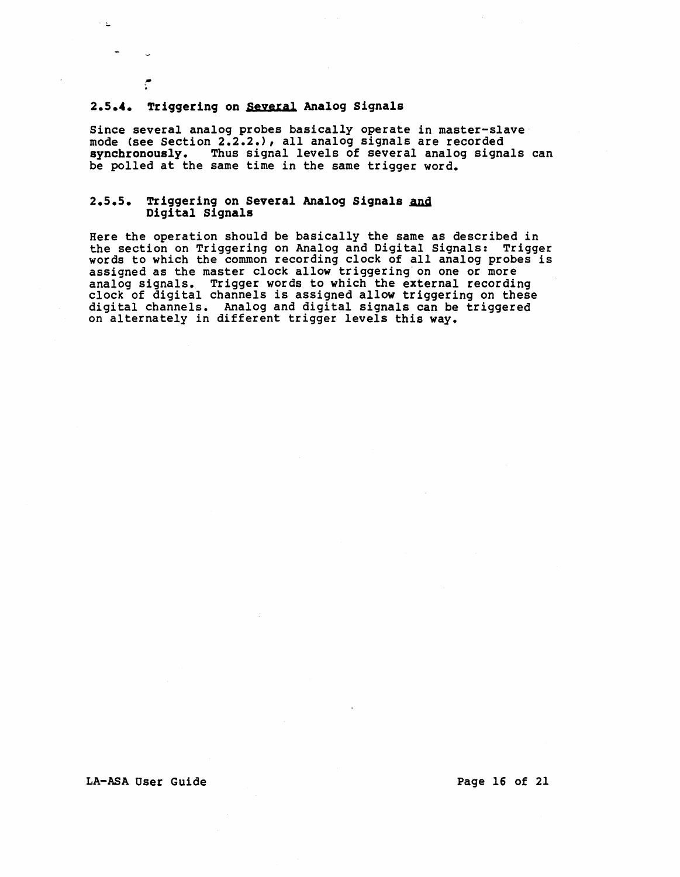### 2.5.4. Triggering on Several Analog Signals

Since several analog probes basically operate in master-slave mode (see Section 2.2.2.), all analog signals are recorded **synchronously.** Thus signal levels of several analog signals can be polled at the same time in the same trigger word.

### 2.5.5. Triggering on Several Analog Signals and Digital Signals

Here the operation should be basically the same as described in the section on Triggering on Analog and Digital Signals: Trigger words to which the common recording clock of all analog probes is assigned as the master clock allow triggering on one or more analog signals. Trigger words to which the external recording clock of digital channels is assigned allow triggering on these digital channels. Analog and digital signals can be triggered on alternately in different trigger levels this way.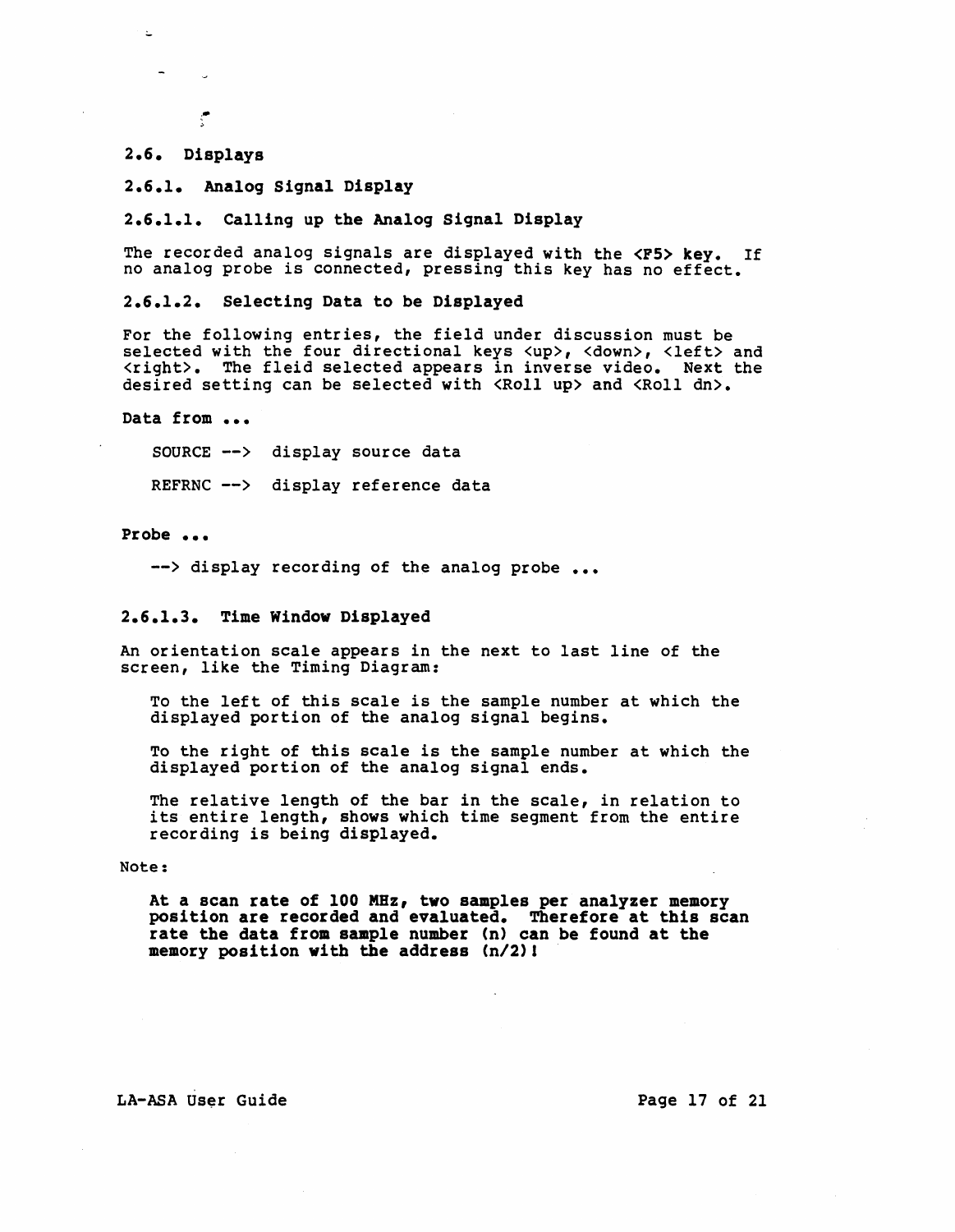## 2.6. Displays

### 2.6.1. Analog Signal Display

#### 2.6.1.1. Calling up the Analog Signal Display

The recorded analog signals are displayed with the **<F5> key.** If no analog probe is connected, pressing this key has no effect.

#### 2.6.1.2. Selecting Data to be Displayed

For the following entries, the field under discussion must be selected with the four directional keys <up>, <down>, <left> and <right>. The fleid selected appears in inverse video. Next the desired setting can be selected with <Roll up> and <Roll dn>.

**Data from ...**

SOURCE --> display source data

REFRNC --> display reference data

**Probe ...**

--> display recording of the analog probe ...

#### 2.6.1.3. Time Window Displayed

An orientation scale appears in the next to last line of the screen, like the Timing Diagram:

To the left of this scale is the sample number at which the displayed portion of the analog signal begins.

To the right of this scale is the sample number at which the displayed portion of the analog signal ends.

The relative length of the bar in the scale, in relation to its entire length, shows which time segment from the entire recording is being displayed.

Note:

**At a scan rate of 100 MHz, two samples per analyzer memory position are recorded and evaluated. Therefore at this scan rate the data from sample number (n) can be found at the memory position with the address (n/2)!**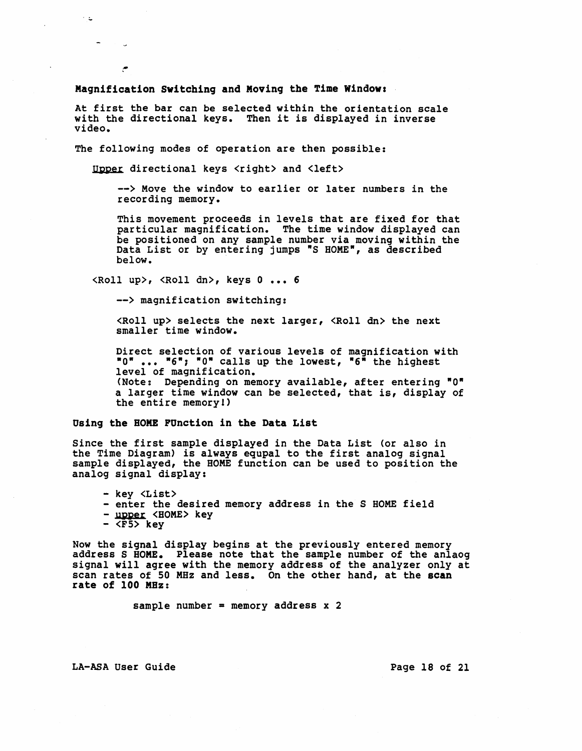**Magnification Switching and Moving the Time Window:**

At first the bar can be selected within the orientation scale with the directional keys. Then it is displayed in inverse video.

The following modes of operation are then possible:

<u>Upper</u> directional keys <right> and <left>

--> Move the window to earlier or later numbers in the recording memory.

This movement proceeds in levels that are fixed for that particular magnification. The time window displayed can be positioned on any sample number via moving within the Data List or by entering jumps "S HOME", as described below.

<Roll up>, <Roll dn>, keys 0 ... 6

--> magnification switching:

<Roll up> selects the next larger, <Roll dn> the next smaller time window.

Direct selection of various levels of magnification with "0" ... "6"; "0" calls up the lowest, "6" the highest level of magnification.
(Note: Depending on memory available, after entering "0" a larger time window can be selected, that is, display of the entire memory!)

**Using the HOME FUnction in the Data List**

Since the first sample displayed in the Data List (or also in the Time Diagram) is always equpal to the first analog signal sample displayed, the HOME function can be used to position the analog signal display:

- key <List>
- enter the desired memory address in the S HOME field
- <u>upper</u> <HOME> key
- <F5> key

Now the signal display begins at the previously entered memory address S HOME. Please note that the sample number of the anlaog signal will agree with the memory address of the analyzer only at scan rates of 50 MHz and less. On the other hand, at the **scan rate of 100 MHz:**

sample number = memory address x 2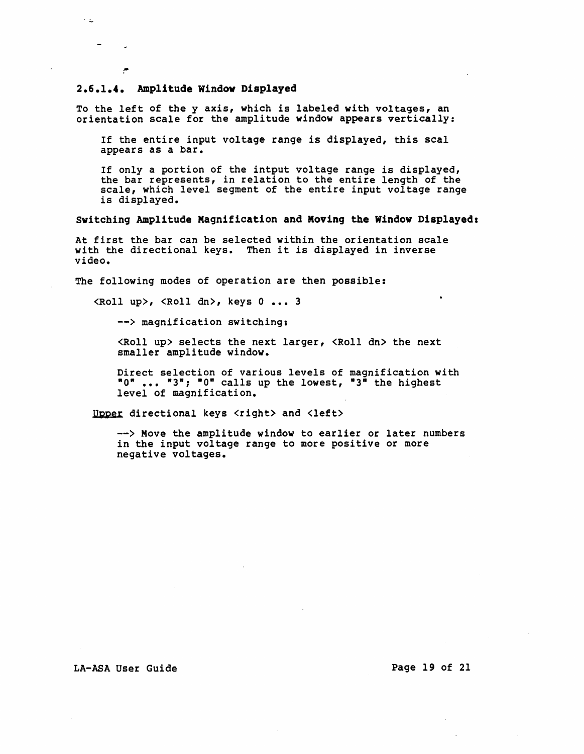### 2.6.1.4. Amplitude Window Displayed

To the left of the y axis, which is labeled with voltages, an orientation scale for the amplitude window appears vertically:

> If the entire input voltage range is displayed, this scal appears as a bar.
>
> If only a portion of the intput voltage range is displayed, the bar represents, in relation to the entire length of the scale, which level segment of the entire input voltage range is displayed.

**Switching Amplitude Magnification and Moving the Window Displayed:**

At first the bar can be selected within the orientation scale with the directional keys. Then it is displayed in inverse video.

The following modes of operation are then possible:

<Roll up>, <Roll dn>, keys 0 ... 3

> --> magnification switching:
>
> <Roll up> selects the next larger, <Roll dn> the next smaller amplitude window.
>
> Direct selection of various levels of magnification with "0" ... "3"; "0" calls up the lowest, "3" the highest level of magnification.

<u>Upper</u> directional keys <right> and <left>

> --> Move the amplitude window to earlier or later numbers in the input voltage range to more positive or more negative voltages.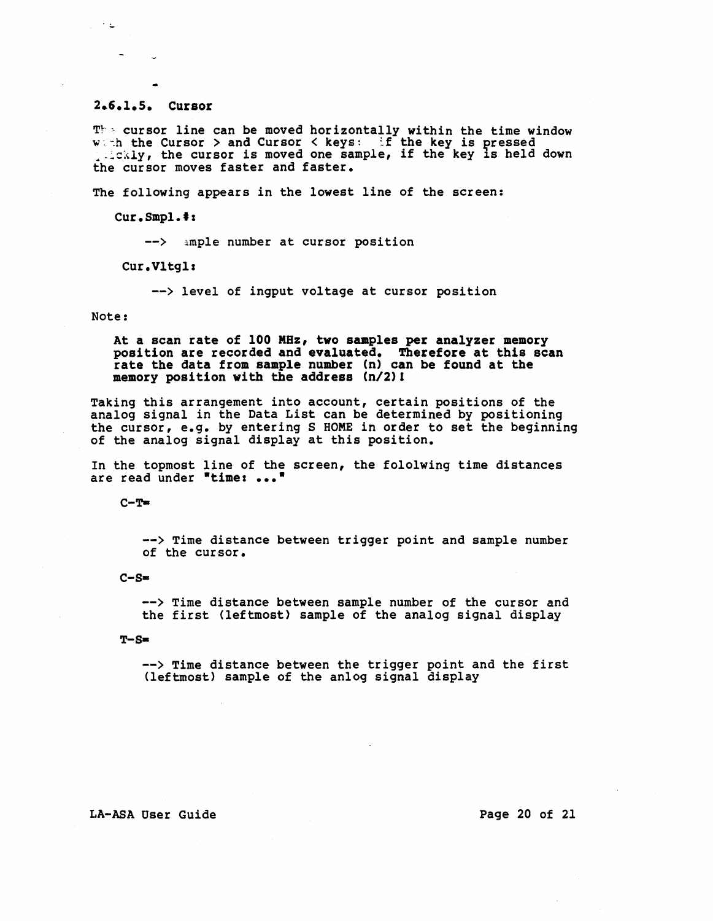### 2.6.1.5. Cursor

The cursor line can be moved horizontally within the time window with the Cursor > and Cursor < keys: if the key is pressed quickly, the cursor is moved one sample, if the key is held down the cursor moves faster and faster.

The following appears in the lowest line of the screen:

**Cur.Smpl.#:**

--> sample number at cursor position

**Cur.Vltgl:**

--> level of ingput voltage at cursor position

Note:

**At a scan rate of 100 MHz, two samples per analyzer memory position are recorded and evaluated. Therefore at this scan rate the data from sample number (n) can be found at the memory position with the address (n/2)!**

Taking this arrangement into account, certain positions of the analog signal in the Data List can be determined by positioning the cursor, e.g. by entering S HOME in order to set the beginning of the analog signal display at this position.

In the topmost line of the screen, the fololwing time distances are read under "**time: ...**"

**C-T=**

--> Time distance between trigger point and sample number of the cursor.

**C-S=**

--> Time distance between sample number of the cursor and the first (leftmost) sample of the analog signal display

**T-S=**

--> Time distance between the trigger point and the first (leftmost) sample of the anlog signal display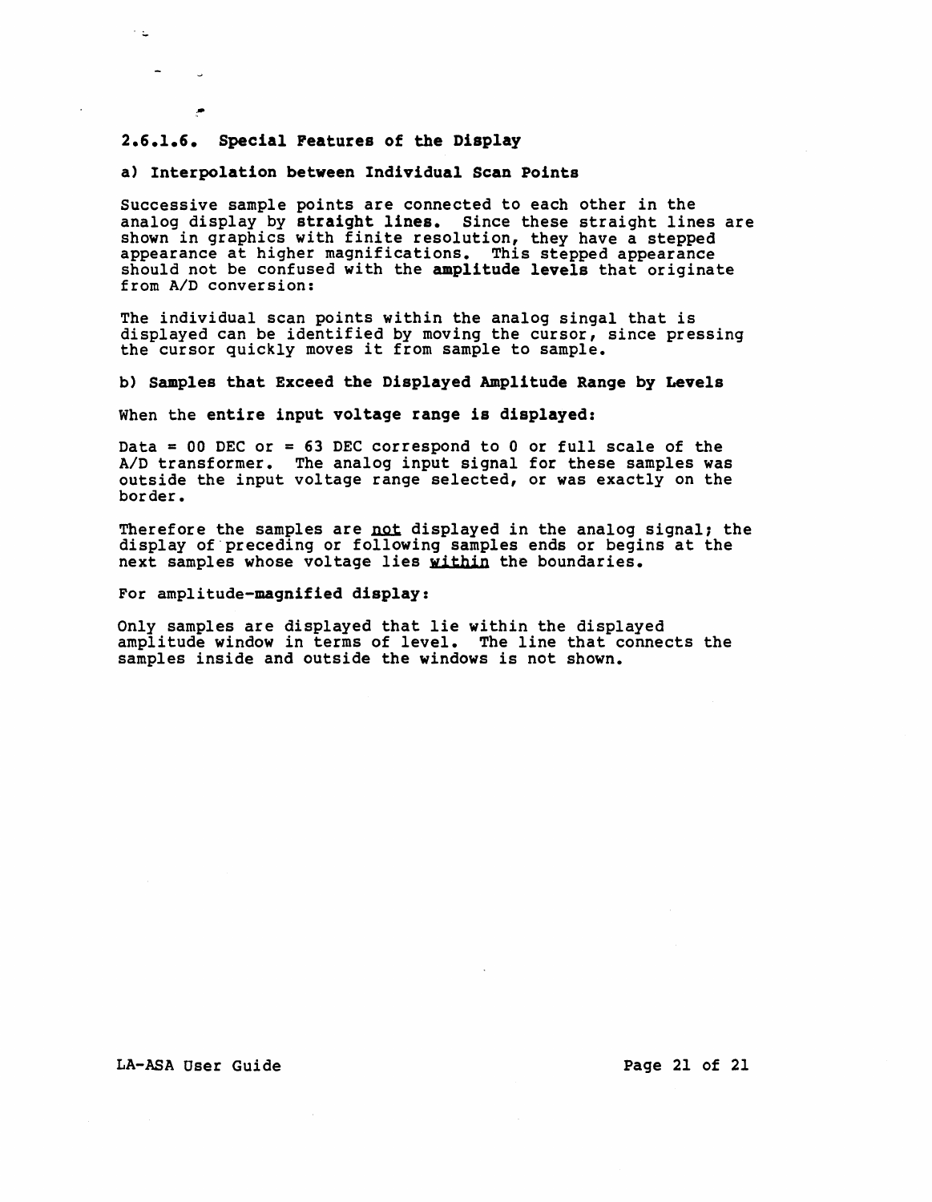### 2.6.1.6. Special Features of the Display

#### a) Interpolation between Individual Scan Points

Successive sample points are connected to each other in the analog display by **straight lines.** Since these straight lines are shown in graphics with finite resolution, they have a stepped appearance at higher magnifications. This stepped appearance should not be confused with the **amplitude levels** that originate from A/D conversion:

The individual scan points within the analog singal that is displayed can be identified by moving the cursor, since pressing the cursor quickly moves it from sample to sample.

#### b) Samples that Exceed the Displayed Amplitude Range by Levels

When the **entire input voltage range is displayed:**

Data = 00 DEC or = 63 DEC correspond to 0 or full scale of the A/D transformer. The analog input signal for these samples was outside the input voltage range selected, or was exactly on the border.

Therefore the samples are <u>not</u> displayed in the analog signal; the display of preceding or following samples ends or begins at the next samples whose voltage lies <u>within</u> the boundaries.

For amplitude-**magnified display:**

Only samples are displayed that lie within the displayed amplitude window in terms of level. The line that connects the samples inside and outside the windows is not shown.